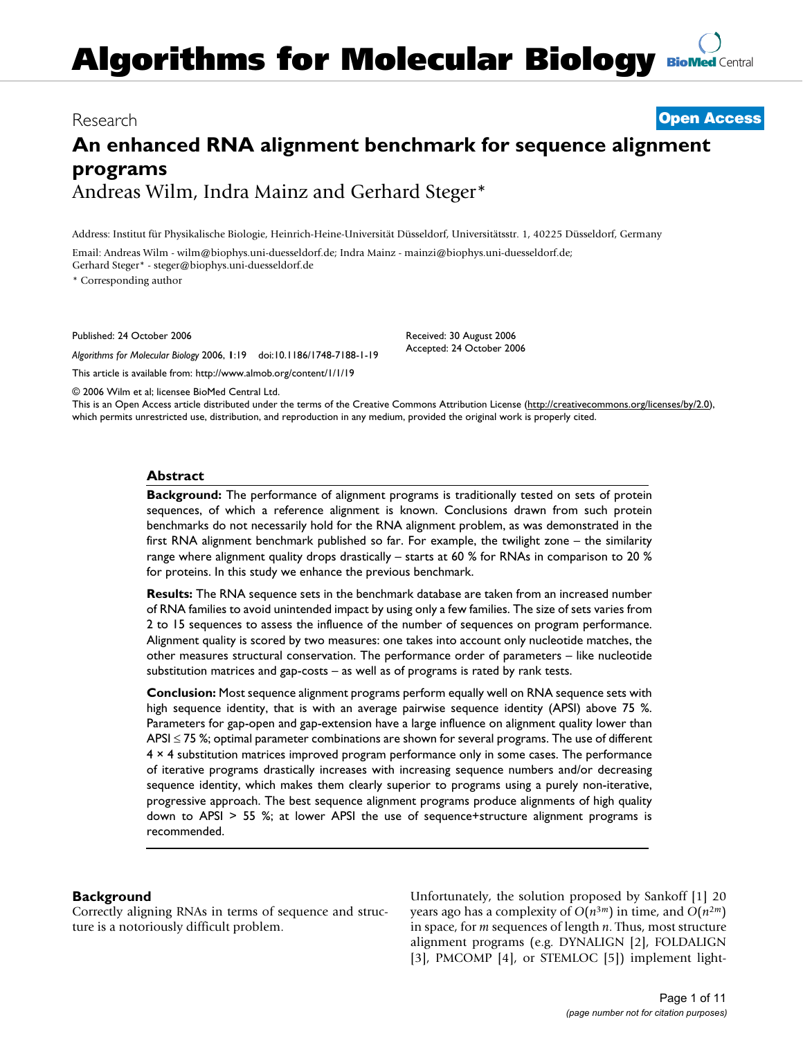# Algorithms for Molecular Biology

Research **Open Access**

# An enhanced RNA alignment benchmark for sequence alignment programs

Andreas Wilm, Indra Mainz and Gerhard Steger*

Address: Institut für Physikalische Biologie, Heinrich-Heine-Universität Düsseldorf, Universitätsstr. 1, 40225 Düsseldorf, Germany

Email: Andreas Wilm - wilm@biophys.uni-duesseldorf.de; Indra Mainz - mainzi@biophys.uni-duesseldorf.de; Gerhard Steger* - steger@biophys.uni-duesseldorf.de

* Corresponding author

Published: 24 October 2006

*Algorithms for Molecular Biology* 2006, **1**:19 doi:10.1186/1748-7188-1-19

This article is available from: http://www.almob.org/content/1/1/19

Received: 30 August 2006
Accepted: 24 October 2006

© 2006 Wilm et al; licensee BioMed Central Ltd.
This is an Open Access article distributed under the terms of the Creative Commons Attribution License (http://creativecommons.org/licenses/by/2.0), which permits unrestricted use, distribution, and reproduction in any medium, provided the original work is properly cited.

## Abstract

**Background:** The performance of alignment programs is traditionally tested on sets of protein sequences, of which a reference alignment is known. Conclusions drawn from such protein benchmarks do not necessarily hold for the RNA alignment problem, as was demonstrated in the first RNA alignment benchmark published so far. For example, the twilight zone – the similarity range where alignment quality drops drastically – starts at 60 % for RNAs in comparison to 20 % for proteins. In this study we enhance the previous benchmark.

**Results:** The RNA sequence sets in the benchmark database are taken from an increased number of RNA families to avoid unintended impact by using only a few families. The size of sets varies from 2 to 15 sequences to assess the influence of the number of sequences on program performance. Alignment quality is scored by two measures: one takes into account only nucleotide matches, the other measures structural conservation. The performance order of parameters – like nucleotide substitution matrices and gap-costs – as well as of programs is rated by rank tests.

**Conclusion:** Most sequence alignment programs perform equally well on RNA sequence sets with high sequence identity, that is with an average pairwise sequence identity (APSI) above 75 %. Parameters for gap-open and gap-extension have a large influence on alignment quality lower than APSI ≤ 75 %; optimal parameter combinations are shown for several programs. The use of different 4 × 4 substitution matrices improved program performance only in some cases. The performance of iterative programs drastically increases with increasing sequence numbers and/or decreasing sequence identity, which makes them clearly superior to programs using a purely non-iterative, progressive approach. The best sequence alignment programs produce alignments of high quality down to APSI > 55 %; at lower APSI the use of sequence+structure alignment programs is recommended.

## Background

Correctly aligning RNAs in terms of sequence and structure is a notoriously difficult problem.

Unfortunately, the solution proposed by Sankoff [1] 20 years ago has a complexity of $O(n^{3m})$ in time, and $O(n^{2m})$ in space, for $m$ sequences of length $n$. Thus, most structure alignment programs (e.g. DYNALIGN [2], FOLDALIGN [3], PMCOMP [4], or STEMLOC [5]) implement light-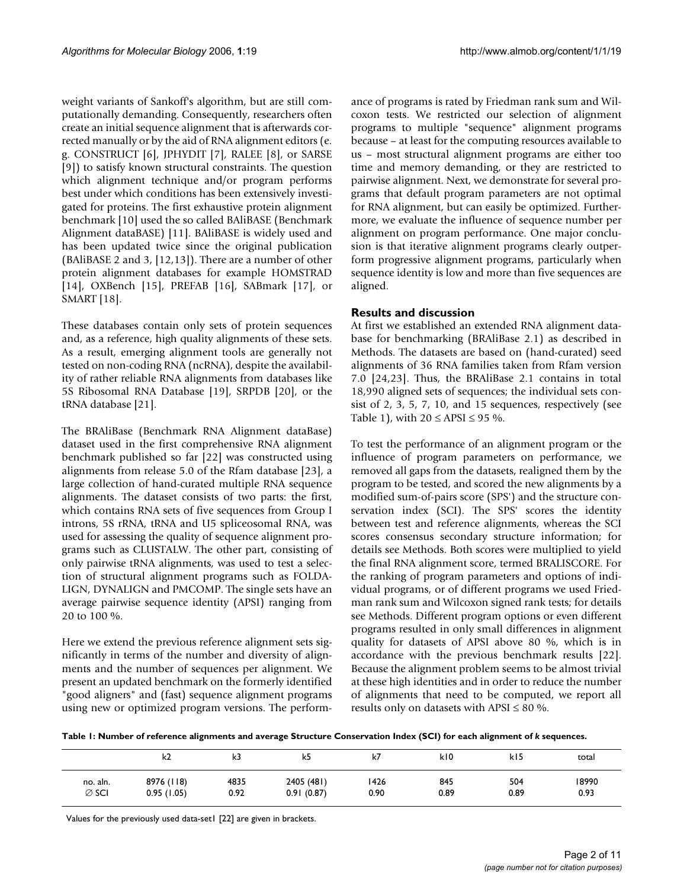weight variants of Sankoff's algorithm, but are still computationally demanding. Consequently, researchers often create an initial sequence alignment that is afterwards corrected manually or by the aid of RNA alignment editors (e. g. CONSTRUCT [6], JPHYDIT [7], RALEE [8], or SARSE [9]) to satisfy known structural constraints. The question which alignment technique and/or program performs best under which conditions has been extensively investigated for proteins. The first exhaustive protein alignment benchmark [10] used the so called BAliBASE (Benchmark Alignment dataBASE) [11]. BAliBASE is widely used and has been updated twice since the original publication (BAliBASE 2 and 3, [12,13]). There are a number of other protein alignment databases for example HOMSTRAD [14], OXBench [15], PREFAB [16], SABmark [17], or SMART [18].

These databases contain only sets of protein sequences and, as a reference, high quality alignments of these sets. As a result, emerging alignment tools are generally not tested on non-coding RNA (ncRNA), despite the availability of rather reliable RNA alignments from databases like 5S Ribosomal RNA Database [19], SRPDB [20], or the tRNA database [21].

The BRAliBase (Benchmark RNA Alignment dataBase) dataset used in the first comprehensive RNA alignment benchmark published so far [22] was constructed using alignments from release 5.0 of the Rfam database [23], a large collection of hand-curated multiple RNA sequence alignments. The dataset consists of two parts: the first, which contains RNA sets of five sequences from Group I introns, 5S rRNA, tRNA and U5 spliceosomal RNA, was used for assessing the quality of sequence alignment programs such as CLUSTALW. The other part, consisting of only pairwise tRNA alignments, was used to test a selection of structural alignment programs such as FOLDALIGN, DYNALIGN and PMCOMP. The single sets have an average pairwise sequence identity (APSI) ranging from 20 to 100 %.

Here we extend the previous reference alignment sets significantly in terms of the number and diversity of alignments and the number of sequences per alignment. We present an updated benchmark on the formerly identified "good aligners" and (fast) sequence alignment programs using new or optimized program versions. The performance of programs is rated by Friedman rank sum and Wilcoxon tests. We restricted our selection of alignment programs to multiple "sequence" alignment programs because – at least for the computing resources available to us – most structural alignment programs are either too time and memory demanding, or they are restricted to pairwise alignment. Next, we demonstrate for several programs that default program parameters are not optimal for RNA alignment, but can easily be optimized. Furthermore, we evaluate the influence of sequence number per alignment on program performance. One major conclusion is that iterative alignment programs clearly outperform progressive alignment programs, particularly when sequence identity is low and more than five sequences are aligned.

## Results and discussion

At first we established an extended RNA alignment database for benchmarking (BRAliBase 2.1) as described in Methods. The datasets are based on (hand-curated) seed alignments of 36 RNA families taken from Rfam version 7.0 [24,23]. Thus, the BRAliBase 2.1 contains in total 18,990 aligned sets of sequences; the individual sets consist of 2, 3, 5, 7, 10, and 15 sequences, respectively (see Table 1), with $20 \leq \text{APSI} \leq 95$ %.

To test the performance of an alignment program or the influence of program parameters on performance, we removed all gaps from the datasets, realigned them by the program to be tested, and scored the new alignments by a modified sum-of-pairs score (SPS') and the structure conservation index (SCI). The SPS' scores the identity between test and reference alignments, whereas the SCI scores consensus secondary structure information; for details see Methods. Both scores were multiplied to yield the final RNA alignment score, termed BRALISCORE. For the ranking of program parameters and options of individual programs, or of different programs we used Friedman rank sum and Wilcoxon signed rank tests; for details see Methods. Different program options or even different programs resulted in only small differences in alignment quality for datasets of APSI above 80 %, which is in accordance with the previous benchmark results [22]. Because the alignment problem seems to be almost trivial at these high identities and in order to reduce the number of alignments that need to be computed, we report all results only on datasets with $\text{APSI} \leq 80$ %.

**Table 1: Number of reference alignments and average Structure Conservation Index (SCI) for each alignment of *k* sequences.**

| | k2 | k3 | k5 | k7 | k10 | k15 | total |
|---|---|---|---|---|---|---|---|
| no. aln. | 8976 (118) | 4835 | 2405 (481) | 1426 | 845 | 504 | 18990 |
| ∅ SCI | 0.95 (1.05) | 0.92 | 0.91 (0.87) | 0.90 | 0.89 | 0.89 | 0.93 |

Values for the previously used data-set1 [22] are given in brackets.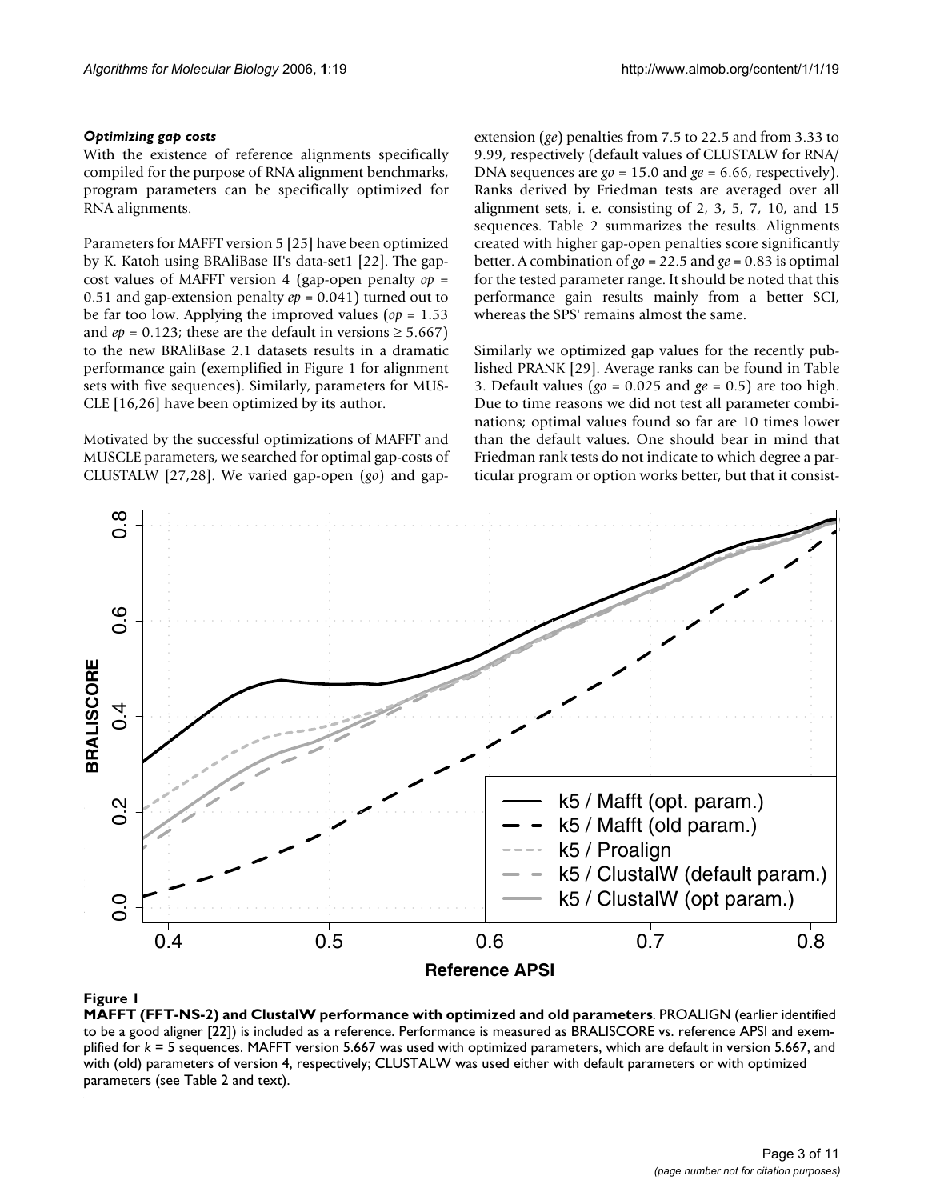### *Optimizing gap costs*

With the existence of reference alignments specifically compiled for the purpose of RNA alignment benchmarks, program parameters can be specifically optimized for RNA alignments.

Parameters for MAFFT version 5 [25] have been optimized by K. Katoh using BRAliBase II's data-set1 [22]. The gap-cost values of MAFFT version 4 (gap-open penalty $op$ = 0.51 and gap-extension penalty $ep$ = 0.041) turned out to be far too low. Applying the improved values ($op$ = 1.53 and $ep$ = 0.123; these are the default in versions ≥ 5.667) to the new BRAliBase 2.1 datasets results in a dramatic performance gain (exemplified in Figure 1 for alignment sets with five sequences). Similarly, parameters for MUSCLE [16,26] have been optimized by its author.

Motivated by the successful optimizations of MAFFT and MUSCLE parameters, we searched for optimal gap-costs of CLUSTALW [27,28]. We varied gap-open ($go$) and gap-extension ($ge$) penalties from 7.5 to 22.5 and from 3.33 to 9.99, respectively (default values of CLUSTALW for RNA/DNA sequences are $go$ = 15.0 and $ge$ = 6.66, respectively). Ranks derived by Friedman tests are averaged over all alignment sets, i. e. consisting of 2, 3, 5, 7, 10, and 15 sequences. Table 2 summarizes the results. Alignments created with higher gap-open penalties score significantly better. A combination of $go$ = 22.5 and $ge$ = 0.83 is optimal for the tested parameter range. It should be noted that this performance gain results mainly from a better SCI, whereas the SPS' remains almost the same.

Similarly we optimized gap values for the recently published PRANK [29]. Average ranks can be found in Table 3. Default values ($go$ = 0.025 and $ge$ = 0.5) are too high. Due to time reasons we did not test all parameter combinations; optimal values found so far are 10 times lower than the default values. One should bear in mind that Friedman rank tests do not indicate to which degree a particular program or option works better, but that it consist-

**Figure 1**

**MAFFT (FFT-NS-2) and ClustalW performance with optimized and old parameters**. PROALIGN (earlier identified to be a good aligner [22]) is included as a reference. Performance is measured as BRALISCORE vs. reference APSI and exemplified for $k$ = 5 sequences. MAFFT version 5.667 was used with optimized parameters, which are default in version 5.667, and with (old) parameters of version 4, respectively; CLUSTALW was used either with default parameters or with optimized parameters (see Table 2 and text).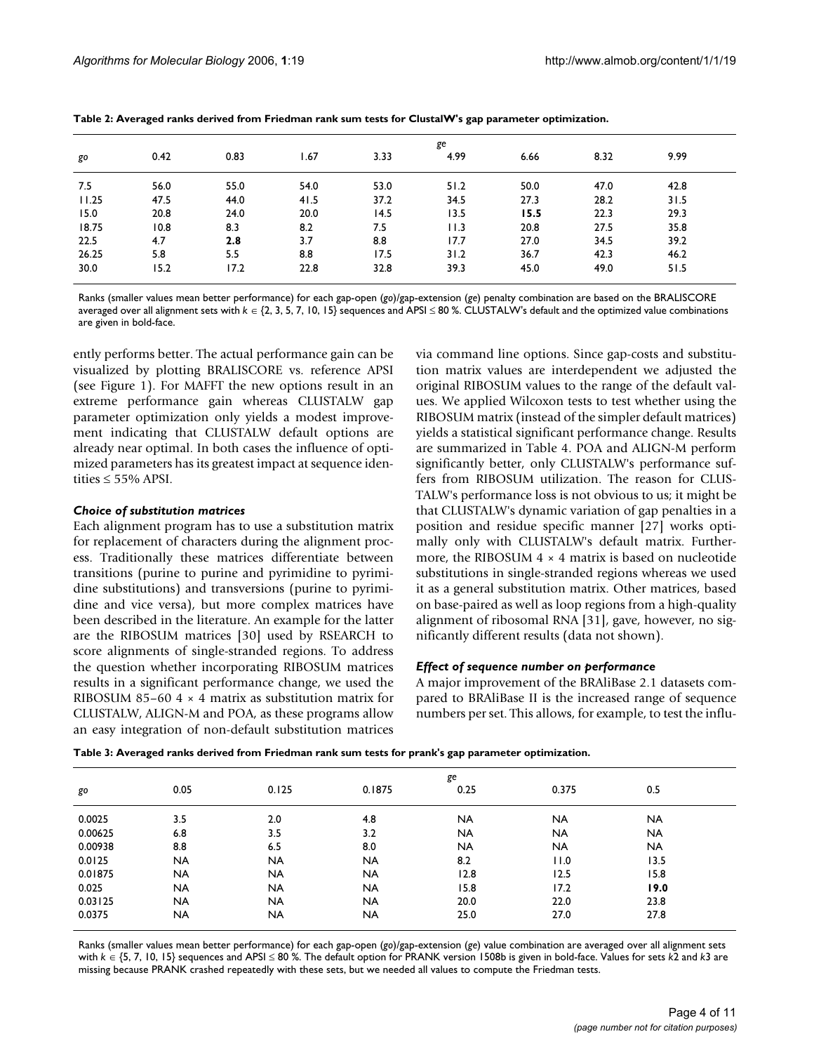**Table 2: Averaged ranks derived from Friedman rank sum tests for ClustalW's gap parameter optimization.**

| *go* | *ge* | | | | | | | |
|---|---|---|---|---|---|---|---|---|
| | 0.42 | 0.83 | 1.67 | 3.33 | 4.99 | 6.66 | 8.32 | 9.99 |
| 7.5 | 56.0 | 55.0 | 54.0 | 53.0 | 51.2 | 50.0 | 47.0 | 42.8 |
| 11.25 | 47.5 | 44.0 | 41.5 | 37.2 | 34.5 | 27.3 | 28.2 | 31.5 |
| 15.0 | 20.8 | 24.0 | 20.0 | 14.5 | 13.5 | **15.5** | 22.3 | 29.3 |
| 18.75 | 10.8 | 8.3 | 8.2 | 7.5 | 11.3 | 20.8 | 27.5 | 35.8 |
| 22.5 | 4.7 | **2.8** | 3.7 | 8.8 | 17.7 | 27.0 | 34.5 | 39.2 |
| 26.25 | 5.8 | 5.5 | 8.8 | 17.5 | 31.2 | 36.7 | 42.3 | 46.2 |
| 30.0 | 15.2 | 17.2 | 22.8 | 32.8 | 39.3 | 45.0 | 49.0 | 51.5 |

Ranks (smaller values mean better performance) for each gap-open (*go*)/gap-extension (*ge*) penalty combination are based on the BRALISCORE averaged over all alignment sets with $k \in \{2, 3, 5, 7, 10, 15\}$ sequences and APSI $\leq$ 80 %. CLUSTALW's default and the optimized value combinations are given in bold-face.

ently performs better. The actual performance gain can be visualized by plotting BRALISCORE vs. reference APSI (see Figure 1). For MAFFT the new options result in an extreme performance gain whereas CLUSTALW gap parameter optimization only yields a modest improvement indicating that CLUSTALW default options are already near optimal. In both cases the influence of optimized parameters has its greatest impact at sequence identities $\leq$ 55% APSI.

### *Choice of substitution matrices*

Each alignment program has to use a substitution matrix for replacement of characters during the alignment process. Traditionally these matrices differentiate between transitions (purine to purine and pyrimidine to pyrimidine substitutions) and transversions (purine to pyrimidine and vice versa), but more complex matrices have been described in the literature. An example for the latter are the RIBOSUM matrices [30] used by RSEARCH to score alignments of single-stranded regions. To address the question whether incorporating RIBOSUM matrices results in a significant performance change, we used the RIBOSUM 85–60 4 × 4 matrix as substitution matrix for CLUSTALW, ALIGN-M and POA, as these programs allow an easy integration of non-default substitution matrices via command line options. Since gap-costs and substitution matrix values are interdependent we adjusted the original RIBOSUM values to the range of the default values. We applied Wilcoxon tests to test whether using the RIBOSUM matrix (instead of the simpler default matrices) yields a statistical significant performance change. Results are summarized in Table 4. POA and ALIGN-M perform significantly better, only CLUSTALW's performance suffers from RIBOSUM utilization. The reason for CLUSTALW's performance loss is not obvious to us; it might be that CLUSTALW's dynamic variation of gap penalties in a position and residue specific manner [27] works optimally only with CLUSTALW's default matrix. Furthermore, the RIBOSUM 4 × 4 matrix is based on nucleotide substitutions in single-stranded regions whereas we used it as a general substitution matrix. Other matrices, based on base-paired as well as loop regions from a high-quality alignment of ribosomal RNA [31], gave, however, no significantly different results (data not shown).

### *Effect of sequence number on performance*

A major improvement of the BRAliBase 2.1 datasets compared to BRAliBase II is the increased range of sequence numbers per set. This allows, for example, to test the influ-

**Table 3: Averaged ranks derived from Friedman rank sum tests for prank's gap parameter optimization.**

| *go* | *ge* | | | | | |
|---|---|---|---|---|---|---|
| | 0.05 | 0.125 | 0.1875 | 0.25 | 0.375 | 0.5 |
| 0.0025 | 3.5 | 2.0 | 4.8 | NA | NA | NA |
| 0.00625 | 6.8 | 3.5 | 3.2 | NA | NA | NA |
| 0.00938 | 8.8 | 6.5 | 8.0 | NA | NA | NA |
| 0.0125 | NA | NA | NA | 8.2 | 11.0 | 13.5 |
| 0.01875 | NA | NA | NA | 12.8 | 12.5 | 15.8 |
| 0.025 | NA | NA | NA | 15.8 | 17.2 | **19.0** |
| 0.03125 | NA | NA | NA | 20.0 | 22.0 | 23.8 |
| 0.0375 | NA | NA | NA | 25.0 | 27.0 | 27.8 |

Ranks (smaller values mean better performance) for each gap-open (*go*)/gap-extension (*ge*) value combination are averaged over all alignment sets with $k \in \{5, 7, 10, 15\}$ sequences and APSI $\leq$ 80 %. The default option for PRANK version 1508b is given in bold-face. Values for sets *k*2 and *k*3 are missing because PRANK crashed repeatedly with these sets, but we needed all values to compute the Friedman tests.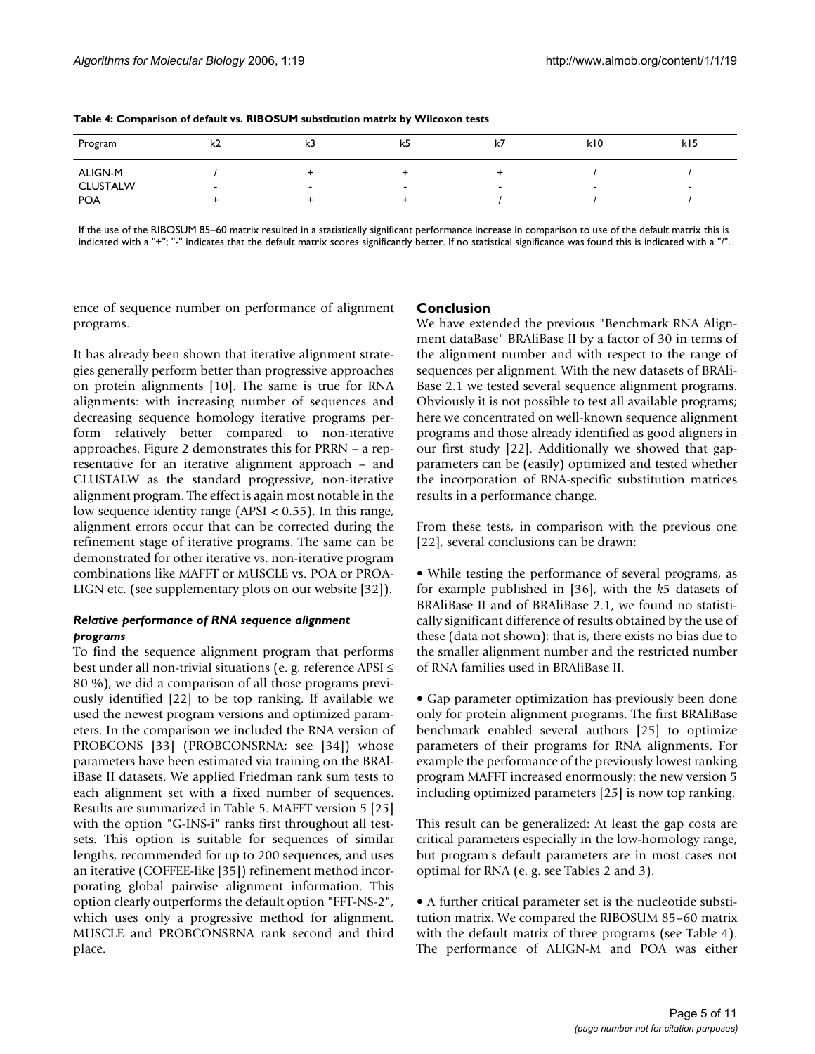**Table 4: Comparison of default vs. RIBOSUM substitution matrix by Wilcoxon tests**

| Program | k2 | k3 | k5 | k7 | k10 | k15 |
|---|---|---|---|---|---|---|
| ALIGN-M | / | + | + | + | / | / |
| CLUSTALW | - | - | - | - | - | - |
| POA | + | + | + | / | / | / |

If the use of the RIBOSUM 85–60 matrix resulted in a statistically significant performance increase in comparison to use of the default matrix this is indicated with a "+"; "-" indicates that the default matrix scores significantly better. If no statistical significance was found this is indicated with a "/".

ence of sequence number on performance of alignment programs.

It has already been shown that iterative alignment strategies generally perform better than progressive approaches on protein alignments [10]. The same is true for RNA alignments: with increasing number of sequences and decreasing sequence homology iterative programs perform relatively better compared to non-iterative approaches. Figure 2 demonstrates this for PRRN – a representative for an iterative alignment approach – and CLUSTALW as the standard progressive, non-iterative alignment program. The effect is again most notable in the low sequence identity range (APSI < 0.55). In this range, alignment errors occur that can be corrected during the refinement stage of iterative programs. The same can be demonstrated for other iterative vs. non-iterative program combinations like MAFFT or MUSCLE vs. POA or PROALIGN etc. (see supplementary plots on our website [32]).

### *Relative performance of RNA sequence alignment programs*

To find the sequence alignment program that performs best under all non-trivial situations (e. g. reference APSI ≤ 80 %), we did a comparison of all those programs previously identified [22] to be top ranking. If available we used the newest program versions and optimized parameters. In the comparison we included the RNA version of PROBCONS [33] (PROBCONSRNA; see [34]) whose parameters have been estimated via training on the BRAliBase II datasets. We applied Friedman rank sum tests to each alignment set with a fixed number of sequences. Results are summarized in Table 5. MAFFT version 5 [25] with the option "G-INS-i" ranks first throughout all testsets. This option is suitable for sequences of similar lengths, recommended for up to 200 sequences, and uses an iterative (COFFEE-like [35]) refinement method incorporating global pairwise alignment information. This option clearly outperforms the default option "FFT-NS-2", which uses only a progressive method for alignment. MUSCLE and PROBCONSRNA rank second and third place.

## Conclusion

We have extended the previous "Benchmark RNA Alignment dataBase" BRAliBase II by a factor of 30 in terms of the alignment number and with respect to the range of sequences per alignment. With the new datasets of BRAliBase 2.1 we tested several sequence alignment programs. Obviously it is not possible to test all available programs; here we concentrated on well-known sequence alignment programs and those already identified as good aligners in our first study [22]. Additionally we showed that gap-parameters can be (easily) optimized and tested whether the incorporation of RNA-specific substitution matrices results in a performance change.

From these tests, in comparison with the previous one [22], several conclusions can be drawn:

• While testing the performance of several programs, as for example published in [36], with the *k*5 datasets of BRAliBase II and of BRAliBase 2.1, we found no statistically significant difference of results obtained by the use of these (data not shown); that is, there exists no bias due to the smaller alignment number and the restricted number of RNA families used in BRAliBase II.

• Gap parameter optimization has previously been done only for protein alignment programs. The first BRAliBase benchmark enabled several authors [25] to optimize parameters of their programs for RNA alignments. For example the performance of the previously lowest ranking program MAFFT increased enormously: the new version 5 including optimized parameters [25] is now top ranking.

This result can be generalized: At least the gap costs are critical parameters especially in the low-homology range, but program's default parameters are in most cases not optimal for RNA (e. g. see Tables 2 and 3).

• A further critical parameter set is the nucleotide substitution matrix. We compared the RIBOSUM 85–60 matrix with the default matrix of three programs (see Table 4). The performance of ALIGN-M and POA was either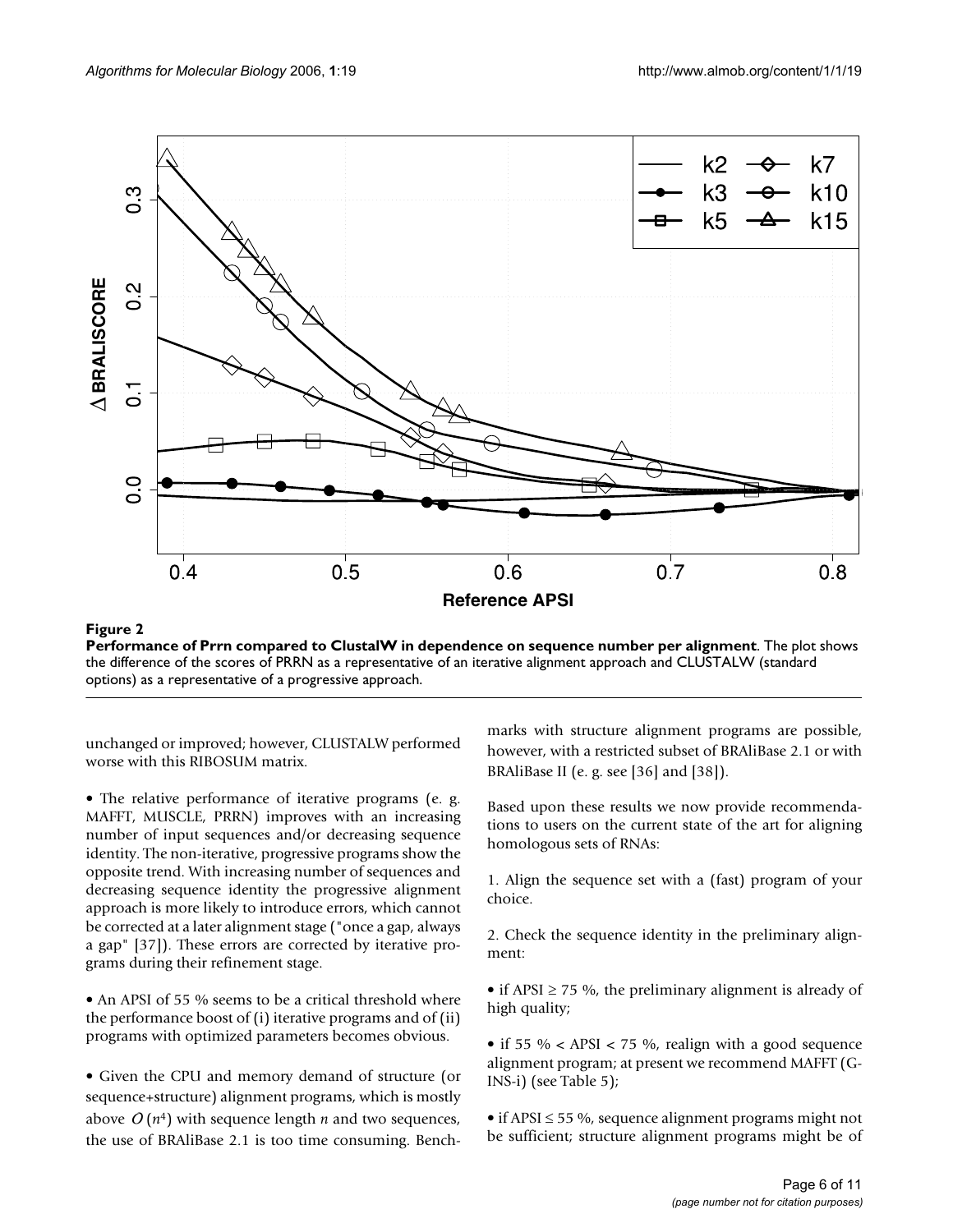**Figure 2**

**Performance of Prrn compared to ClustalW in dependence on sequence number per alignment**. The plot shows the difference of the scores of PRRN as a representative of an iterative alignment approach and CLUSTALW (standard options) as a representative of a progressive approach.

unchanged or improved; however, CLUSTALW performed worse with this RIBOSUM matrix.

• The relative performance of iterative programs (e. g. MAFFT, MUSCLE, PRRN) improves with an increasing number of input sequences and/or decreasing sequence identity. The non-iterative, progressive programs show the opposite trend. With increasing number of sequences and decreasing sequence identity the progressive alignment approach is more likely to introduce errors, which cannot be corrected at a later alignment stage ("once a gap, always a gap" [37]). These errors are corrected by iterative programs during their refinement stage.

• An APSI of 55 % seems to be a critical threshold where the performance boost of (i) iterative programs and of (ii) programs with optimized parameters becomes obvious.

• Given the CPU and memory demand of structure (or sequence+structure) alignment programs, which is mostly above $O(n^4)$ with sequence length $n$ and two sequences, the use of BRAliBase 2.1 is too time consuming. Benchmarks with structure alignment programs are possible, however, with a restricted subset of BRAliBase 2.1 or with BRAliBase II (e. g. see [36] and [38]).

Based upon these results we now provide recommendations to users on the current state of the art for aligning homologous sets of RNAs:

1. Align the sequence set with a (fast) program of your choice.

2. Check the sequence identity in the preliminary alignment:

• if APSI ≥ 75 %, the preliminary alignment is already of high quality;

• if 55 % < APSI < 75 %, realign with a good sequence alignment program; at present we recommend MAFFT (G-INS-i) (see Table 5);

• if APSI ≤ 55 %, sequence alignment programs might not be sufficient; structure alignment programs might be of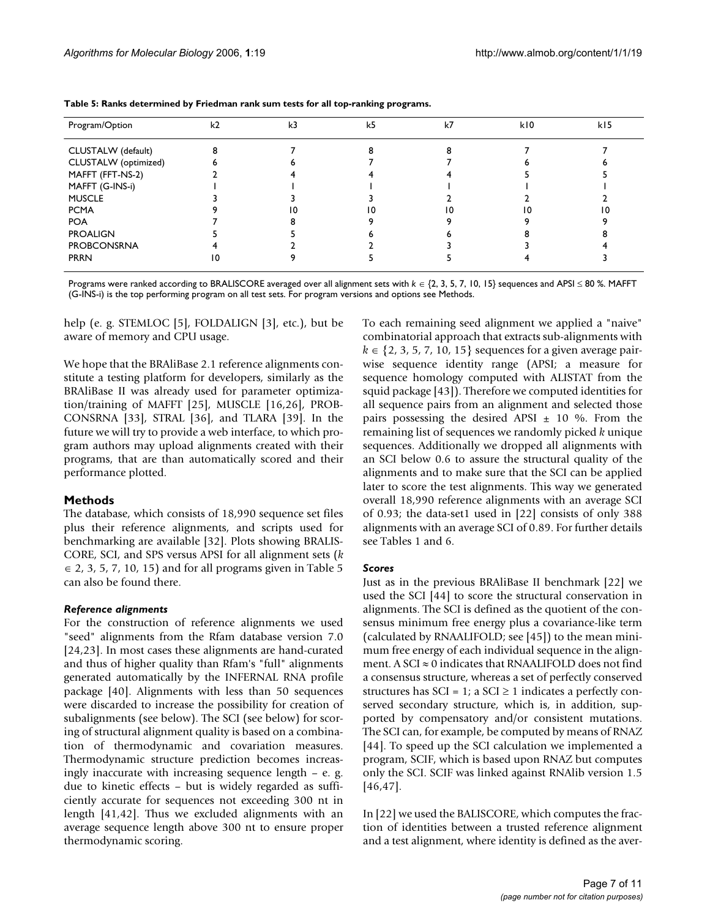**Table 5: Ranks determined by Friedman rank sum tests for all top-ranking programs.**

| Program/Option | k2 | k3 | k5 | k7 | k10 | k15 |
|---|---|---|---|---|---|---|
| CLUSTALW (default) | 8 | 7 | 8 | 8 | 7 | 7 |
| CLUSTALW (optimized) | 6 | 6 | 7 | 7 | 6 | 6 |
| MAFFT (FFT-NS-2) | 2 | 4 | 4 | 4 | 5 | 5 |
| MAFFT (G-INS-i) | 1 | 1 | 1 | 1 | 1 | 1 |
| MUSCLE | 3 | 3 | 3 | 2 | 2 | 2 |
| PCMA | 9 | 10 | 10 | 10 | 10 | 10 |
| POA | 7 | 8 | 9 | 9 | 9 | 9 |
| PROALIGN | 5 | 5 | 6 | 6 | 8 | 8 |
| PROBCONSRNA | 4 | 2 | 2 | 3 | 3 | 4 |
| PRRN | 10 | 9 | 5 | 5 | 4 | 3 |

Programs were ranked according to BRALISCORE averaged over all alignment sets with $k \in \{2, 3, 5, 7, 10, 15\}$ sequences and APSI ≤ 80 %. MAFFT (G-INS-i) is the top performing program on all test sets. For program versions and options see Methods.

help (e. g. STEMLOC [5], FOLDALIGN [3], etc.), but be aware of memory and CPU usage.

We hope that the BRAliBase 2.1 reference alignments constitute a testing platform for developers, similarly as the BRAliBase II was already used for parameter optimization/training of MAFFT [25], MUSCLE [16,26], PROBCONSRNA [33], STRAL [36], and TLARA [39]. In the future we will try to provide a web interface, to which program authors may upload alignments created with their programs, that are than automatically scored and their performance plotted.

## Methods

The database, which consists of 18,990 sequence set files plus their reference alignments, and scripts used for benchmarking are available [32]. Plots showing BRALISCORE, SCI, and SPS versus APSI for all alignment sets ($k \in 2, 3, 5, 7, 10, 15$) and for all programs given in Table 5 can also be found there.

### *Reference alignments*

For the construction of reference alignments we used "seed" alignments from the Rfam database version 7.0 [24,23]. In most cases these alignments are hand-curated and thus of higher quality than Rfam's "full" alignments generated automatically by the INFERNAL RNA profile package [40]. Alignments with less than 50 sequences were discarded to increase the possibility for creation of subalignments (see below). The SCI (see below) for scoring of structural alignment quality is based on a combination of thermodynamic and covariation measures. Thermodynamic structure prediction becomes increasingly inaccurate with increasing sequence length – e. g. due to kinetic effects – but is widely regarded as sufficiently accurate for sequences not exceeding 300 nt in length [41,42]. Thus we excluded alignments with an average sequence length above 300 nt to ensure proper thermodynamic scoring.

To each remaining seed alignment we applied a "naive" combinatorial approach that extracts sub-alignments with $k \in \{2, 3, 5, 7, 10, 15\}$ sequences for a given average pairwise sequence identity range (APSI; a measure for sequence homology computed with ALISTAT from the squid package [43]). Therefore we computed identities for all sequence pairs from an alignment and selected those pairs possessing the desired APSI ± 10 %. From the remaining list of sequences we randomly picked $k$ unique sequences. Additionally we dropped all alignments with an SCI below 0.6 to assure the structural quality of the alignments and to make sure that the SCI can be applied later to score the test alignments. This way we generated overall 18,990 reference alignments with an average SCI of 0.93; the data-set1 used in [22] consists of only 388 alignments with an average SCI of 0.89. For further details see Tables 1 and 6.

### *Scores*

Just as in the previous BRAliBase II benchmark [22] we used the SCI [44] to score the structural conservation in alignments. The SCI is defined as the quotient of the consensus minimum free energy plus a covariance-like term (calculated by RNAALIFOLD; see [45]) to the mean minimum free energy of each individual sequence in the alignment. A SCI ≈ 0 indicates that RNAALIFOLD does not find a consensus structure, whereas a set of perfectly conserved structures has SCI = 1; a SCI ≥ 1 indicates a perfectly conserved secondary structure, which is, in addition, supported by compensatory and/or consistent mutations. The SCI can, for example, be computed by means of RNAZ [44]. To speed up the SCI calculation we implemented a program, SCIF, which is based upon RNAZ but computes only the SCI. SCIF was linked against RNAlib version 1.5 [46,47].

In [22] we used the BALISCORE, which computes the fraction of identities between a trusted reference alignment and a test alignment, where identity is defined as the aver-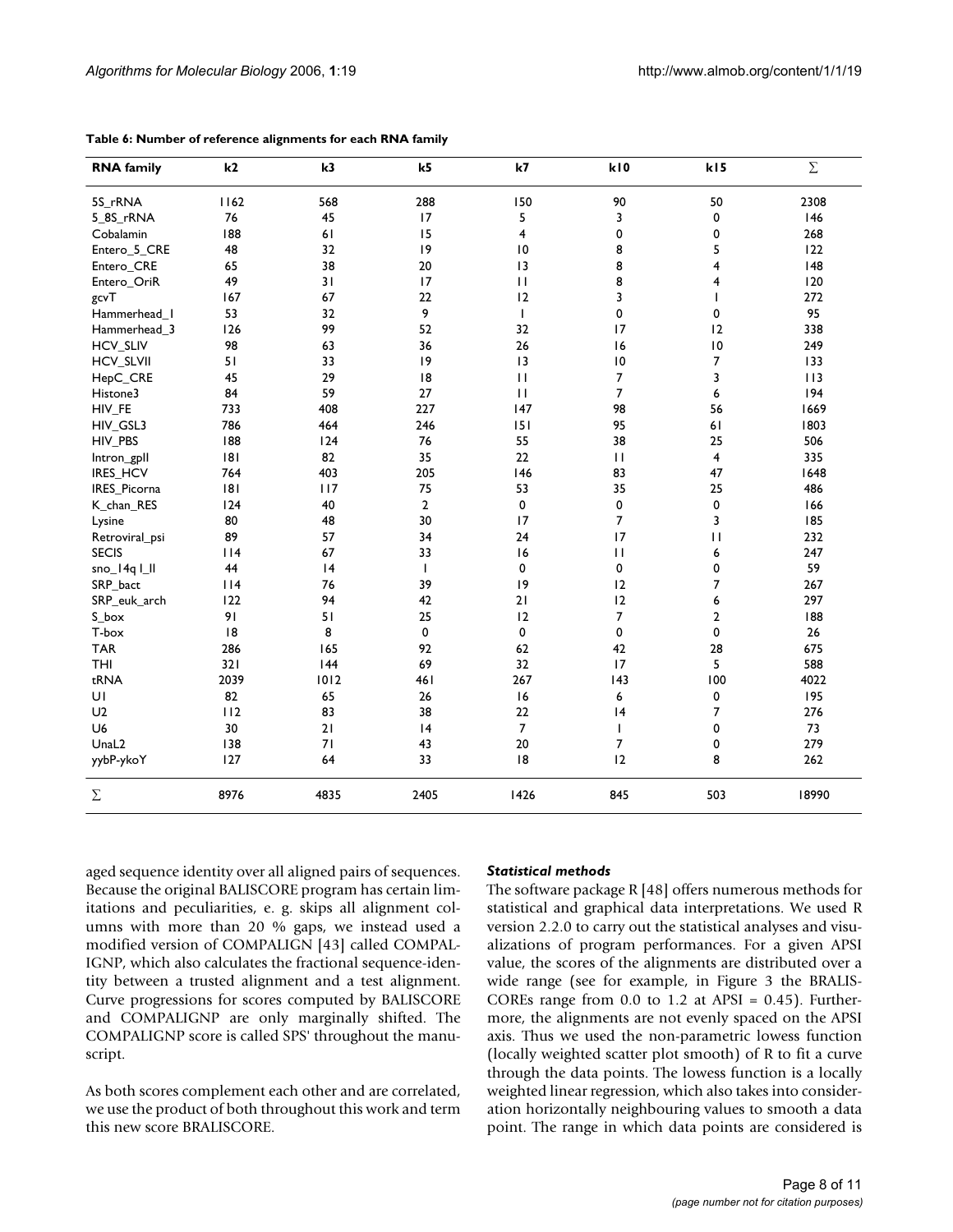**Table 6: Number of reference alignments for each RNA family**

| RNA family | k2 | k3 | k5 | k7 | k10 | k15 | ∑ |
|---|---|---|---|---|---|---|---|
| 5S_rRNA | 1162 | 568 | 288 | 150 | 90 | 50 | 2308 |
| 5_8S_rRNA | 76 | 45 | 17 | 5 | 3 | 0 | 146 |
| Cobalamin | 188 | 61 | 15 | 4 | 0 | 0 | 268 |
| Entero_5_CRE | 48 | 32 | 19 | 10 | 8 | 5 | 122 |
| Entero_CRE | 65 | 38 | 20 | 13 | 8 | 4 | 148 |
| Entero_OriR | 49 | 31 | 17 | 11 | 8 | 4 | 120 |
| gcvT | 167 | 67 | 22 | 12 | 3 | 1 | 272 |
| Hammerhead_1 | 53 | 32 | 9 | 1 | 0 | 0 | 95 |
| Hammerhead_3 | 126 | 99 | 52 | 32 | 17 | 12 | 338 |
| HCV_SLIV | 98 | 63 | 36 | 26 | 16 | 10 | 249 |
| HCV_SLVII | 51 | 33 | 19 | 13 | 10 | 7 | 133 |
| HepC_CRE | 45 | 29 | 18 | 11 | 7 | 3 | 113 |
| Histone3 | 84 | 59 | 27 | 11 | 7 | 6 | 194 |
| HIV_FE | 733 | 408 | 227 | 147 | 98 | 56 | 1669 |
| HIV_GSL3 | 786 | 464 | 246 | 151 | 95 | 61 | 1803 |
| HIV_PBS | 188 | 124 | 76 | 55 | 38 | 25 | 506 |
| Intron_gpII | 181 | 82 | 35 | 22 | 11 | 4 | 335 |
| IRES_HCV | 764 | 403 | 205 | 146 | 83 | 47 | 1648 |
| IRES_Picorna | 181 | 117 | 75 | 53 | 35 | 25 | 486 |
| K_chan_RES | 124 | 40 | 2 | 0 | 0 | 0 | 166 |
| Lysine | 80 | 48 | 30 | 17 | 7 | 3 | 185 |
| Retroviral_psi | 89 | 57 | 34 | 24 | 17 | 11 | 232 |
| SECIS | 114 | 67 | 33 | 16 | 11 | 6 | 247 |
| sno_14q I_II | 44 | 14 | 1 | 0 | 0 | 0 | 59 |
| SRP_bact | 114 | 76 | 39 | 19 | 12 | 7 | 267 |
| SRP_euk_arch | 122 | 94 | 42 | 21 | 12 | 6 | 297 |
| S_box | 91 | 51 | 25 | 12 | 7 | 2 | 188 |
| T-box | 18 | 8 | 0 | 0 | 0 | 0 | 26 |
| TAR | 286 | 165 | 92 | 62 | 42 | 28 | 675 |
| THI | 321 | 144 | 69 | 32 | 17 | 5 | 588 |
| tRNA | 2039 | 1012 | 461 | 267 | 143 | 100 | 4022 |
| U1 | 82 | 65 | 26 | 16 | 6 | 0 | 195 |
| U2 | 112 | 83 | 38 | 22 | 14 | 7 | 276 |
| U6 | 30 | 21 | 14 | 7 | 1 | 0 | 73 |
| UnaL2 | 138 | 71 | 43 | 20 | 7 | 0 | 279 |
| yybP-ykoY | 127 | 64 | 33 | 18 | 12 | 8 | 262 |
| ∑ | 8976 | 4835 | 2405 | 1426 | 845 | 503 | 18990 |

aged sequence identity over all aligned pairs of sequences. Because the original BALISCORE program has certain limitations and peculiarities, e. g. skips all alignment columns with more than 20 % gaps, we instead used a modified version of COMPALIGN [43] called COMPALIGNP, which also calculates the fractional sequence-identity between a trusted alignment and a test alignment. Curve progressions for scores computed by BALISCORE and COMPALIGNP are only marginally shifted. The COMPALIGNP score is called SPS' throughout the manuscript.

As both scores complement each other and are correlated, we use the product of both throughout this work and term this new score BRALISCORE.

### *Statistical methods*

The software package R [48] offers numerous methods for statistical and graphical data interpretations. We used R version 2.2.0 to carry out the statistical analyses and visualizations of program performances. For a given APSI value, the scores of the alignments are distributed over a wide range (see for example, in Figure 3 the BRALISCOREs range from 0.0 to 1.2 at APSI = 0.45). Furthermore, the alignments are not evenly spaced on the APSI axis. Thus we used the non-parametric lowess function (locally weighted scatter plot smooth) of R to fit a curve through the data points. The lowess function is a locally weighted linear regression, which also takes into consideration horizontally neighbouring values to smooth a data point. The range in which data points are considered is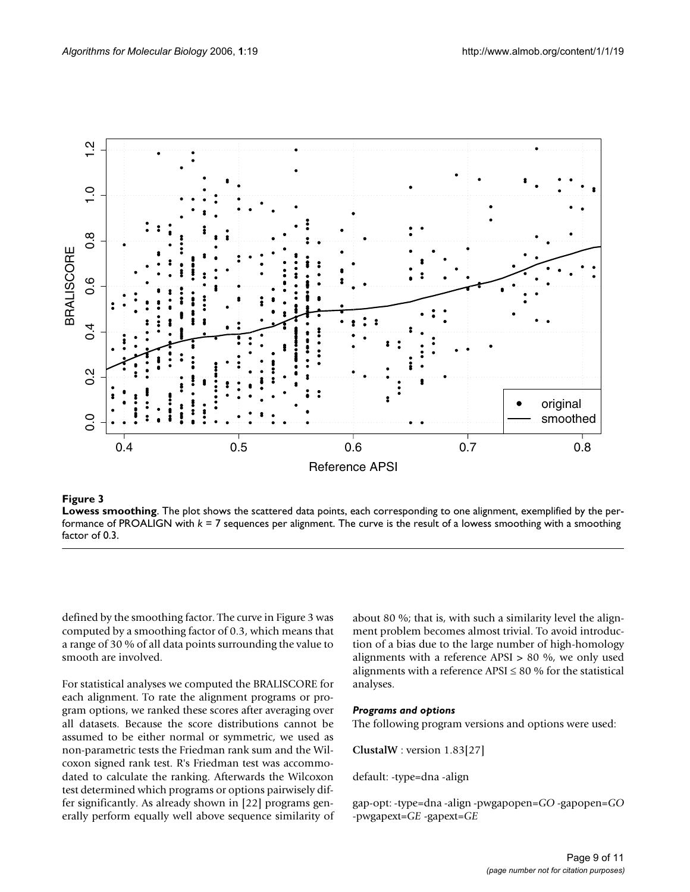**Figure 3**

**Lowess smoothing**. The plot shows the scattered data points, each corresponding to one alignment, exemplified by the performance of PROALIGN with $k = 7$ sequences per alignment. The curve is the result of a lowess smoothing with a smoothing factor of 0.3.

defined by the smoothing factor. The curve in Figure 3 was computed by a smoothing factor of 0.3, which means that a range of 30 % of all data points surrounding the value to smooth are involved.

For statistical analyses we computed the BRALISCORE for each alignment. To rate the alignment programs or program options, we ranked these scores after averaging over all datasets. Because the score distributions cannot be assumed to be either normal or symmetric, we used as non-parametric tests the Friedman rank sum and the Wilcoxon signed rank test. R's Friedman test was accommodated to calculate the ranking. Afterwards the Wilcoxon test determined which programs or options pairwisely differ significantly. As already shown in [22] programs generally perform equally well above sequence similarity of about 80 %; that is, with such a similarity level the alignment problem becomes almost trivial. To avoid introduction of a bias due to the large number of high-homology alignments with a reference APSI > 80 %, we only used alignments with a reference APSI ≤ 80 % for the statistical analyses.

### *Programs and options*

The following program versions and options were used:

**ClustalW** : version 1.83[27]

default: -type=dna -align

gap-opt: -type=dna -align -pwgapopen=*GO* -gapopen=*GO* -pwgapext=*GE* -gapext=*GE*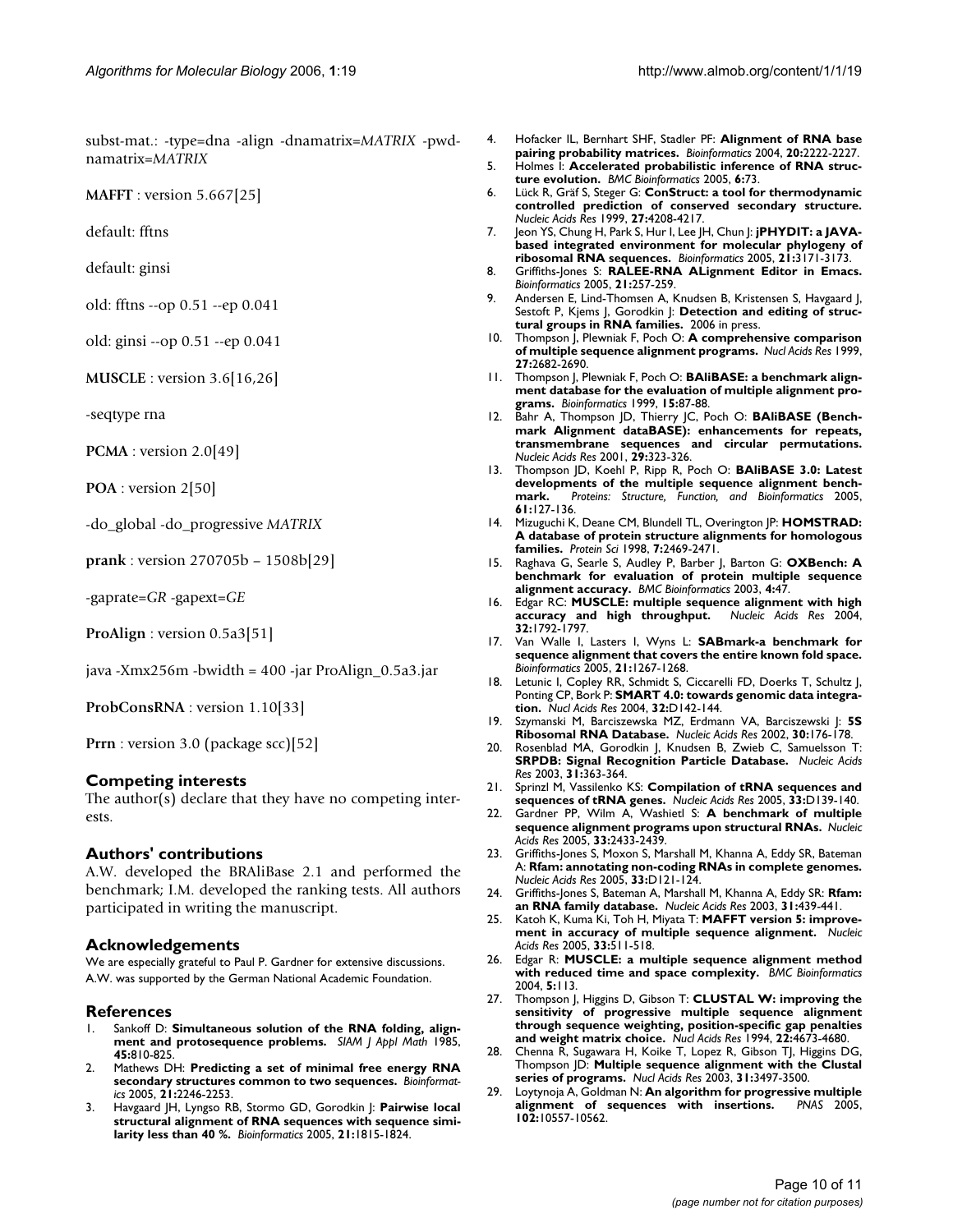subst-mat.: -type=dna -align -dnamatrix=*MATRIX* -pwdnamatrix=*MATRIX*

**MAFFT** : version 5.667[25]

default: fftns

default: ginsi

old: fftns --op 0.51 --ep 0.041

old: ginsi --op 0.51 --ep 0.041

**MUSCLE** : version 3.6[16,26]

-seqtype rna

**PCMA** : version 2.0[49]

**POA** : version 2[50]

-do_global -do_progressive *MATRIX*

**prank** : version 270705b – 1508b[29]

-gaprate=*GR* -gapext=*GE*

**ProAlign** : version 0.5a3[51]

java -Xmx256m -bwidth = 400 -jar ProAlign_0.5a3.jar

**ProbConsRNA** : version 1.10[33]

**Prrn** : version 3.0 (package scc)[52]

## Competing interests

The author(s) declare that they have no competing interests.

## Authors' contributions

A.W. developed the BRAliBase 2.1 and performed the benchmark; I.M. developed the ranking tests. All authors participated in writing the manuscript.

## Acknowledgements

We are especially grateful to Paul P. Gardner for extensive discussions. A.W. was supported by the German National Academic Foundation.

## References

1. Sankoff D: **Simultaneous solution of the RNA folding, alignment and protosequence problems.** *SIAM J Appl Math* 1985, **45:**810-825.
2. Mathews DH: **Predicting a set of minimal free energy RNA secondary structures common to two sequences.** *Bioinformatics* 2005, **21:**2246-2253.
3. Havgaard JH, Lyngso RB, Stormo GD, Gorodkin J: **Pairwise local structural alignment of RNA sequences with sequence similarity less than 40 %.** *Bioinformatics* 2005, **21:**1815-1824.
4. Hofacker IL, Bernhart SHF, Stadler PF: **Alignment of RNA base pairing probability matrices.** *Bioinformatics* 2004, **20:**2222-2227.
5. Holmes I: **Accelerated probabilistic inference of RNA structure evolution.** *BMC Bioinformatics* 2005, **6:**73.
6. Lück R, Gräf S, Steger G: **ConStruct: a tool for thermodynamic controlled prediction of conserved secondary structure.** *Nucleic Acids Res* 1999, **27:**4208-4217.
7. Jeon YS, Chung H, Park S, Hur I, Lee JH, Chun J: **jPHYDIT: a JAVA-based integrated environment for molecular phylogeny of ribosomal RNA sequences.** *Bioinformatics* 2005, **21:**3171-3173.
8. Griffiths-Jones S: **RALEE-RNA ALignment Editor in Emacs.** *Bioinformatics* 2005, **21:**257-259.
9. Andersen E, Lind-Thomsen A, Knudsen B, Kristensen S, Havgaard J, Sestoft P, Kjems J, Gorodkin J: **Detection and editing of structural groups in RNA families.** 2006 in press.
10. Thompson J, Plewniak F, Poch O: **A comprehensive comparison of multiple sequence alignment programs.** *Nucl Acids Res* 1999, **27:**2682-2690.
11. Thompson J, Plewniak F, Poch O: **BAliBASE: a benchmark alignment database for the evaluation of multiple alignment programs.** *Bioinformatics* 1999, **15:**87-88.
12. Bahr A, Thompson JD, Thierry JC, Poch O: **BAliBASE (Benchmark Alignment dataBASE): enhancements for repeats, transmembrane sequences and circular permutations.** *Nucleic Acids Res* 2001, **29:**323-326.
13. Thompson JD, Koehl P, Ripp R, Poch O: **BAliBASE 3.0: Latest developments of the multiple sequence alignment benchmark.** *Proteins: Structure, Function, and Bioinformatics* 2005, **61:**127-136.
14. Mizuguchi K, Deane CM, Blundell TL, Overington JP: **HOMSTRAD: A database of protein structure alignments for homologous families.** *Protein Sci* 1998, **7:**2469-2471.
15. Raghava G, Searle S, Audley P, Barber J, Barton G: **OXBench: A benchmark for evaluation of protein multiple sequence alignment accuracy.** *BMC Bioinformatics* 2003, **4:**47.
16. Edgar RC: **MUSCLE: multiple sequence alignment with high accuracy and high throughput.** *Nucleic Acids Res* 2004, **32:**1792-1797.
17. Van Walle I, Lasters I, Wyns L: **SABmark-a benchmark for sequence alignment that covers the entire known fold space.** *Bioinformatics* 2005, **21:**1267-1268.
18. Letunic I, Copley RR, Schmidt S, Ciccarelli FD, Doerks T, Schultz J, Ponting CP, Bork P: **SMART 4.0: towards genomic data integration.** *Nucl Acids Res* 2004, **32:**D142-144.
19. Szymanski M, Barciszewska MZ, Erdmann VA, Barciszewski J: **5S Ribosomal RNA Database.** *Nucleic Acids Res* 2002, **30:**176-178.
20. Rosenblad MA, Gorodkin J, Knudsen B, Zwieb C, Samuelsson T: **SRPDB: Signal Recognition Particle Database.** *Nucleic Acids Res* 2003, **31:**363-364.
21. Sprinzl M, Vassilenko KS: **Compilation of tRNA sequences and sequences of tRNA genes.** *Nucleic Acids Res* 2005, **33:**D139-140.
22. Gardner PP, Wilm A, Washietl S: **A benchmark of multiple sequence alignment programs upon structural RNAs.** *Nucleic Acids Res* 2005, **33:**2433-2439.
23. Griffiths-Jones S, Moxon S, Marshall M, Khanna A, Eddy SR, Bateman A: **Rfam: annotating non-coding RNAs in complete genomes.** *Nucleic Acids Res* 2005, **33:**D121-124.
24. Griffiths-Jones S, Bateman A, Marshall M, Khanna A, Eddy SR: **Rfam: an RNA family database.** *Nucleic Acids Res* 2003, **31:**439-441.
25. Katoh K, Kuma Ki, Toh H, Miyata T: **MAFFT version 5: improvement in accuracy of multiple sequence alignment.** *Nucleic Acids Res* 2005, **33:**511-518.
26. Edgar R: **MUSCLE: a multiple sequence alignment method with reduced time and space complexity.** *BMC Bioinformatics* 2004, **5:**113.
27. Thompson J, Higgins D, Gibson T: **CLUSTAL W: improving the sensitivity of progressive multiple sequence alignment through sequence weighting, position-specific gap penalties and weight matrix choice.** *Nucl Acids Res* 1994, **22:**4673-4680.
28. Chenna R, Sugawara H, Koike T, Lopez R, Gibson TJ, Higgins DG, Thompson JD: **Multiple sequence alignment with the Clustal series of programs.** *Nucl Acids Res* 2003, **31:**3497-3500.
29. Loytynoja A, Goldman N: **An algorithm for progressive multiple alignment of sequences with insertions.** *PNAS* 2005, **102:**10557-10562.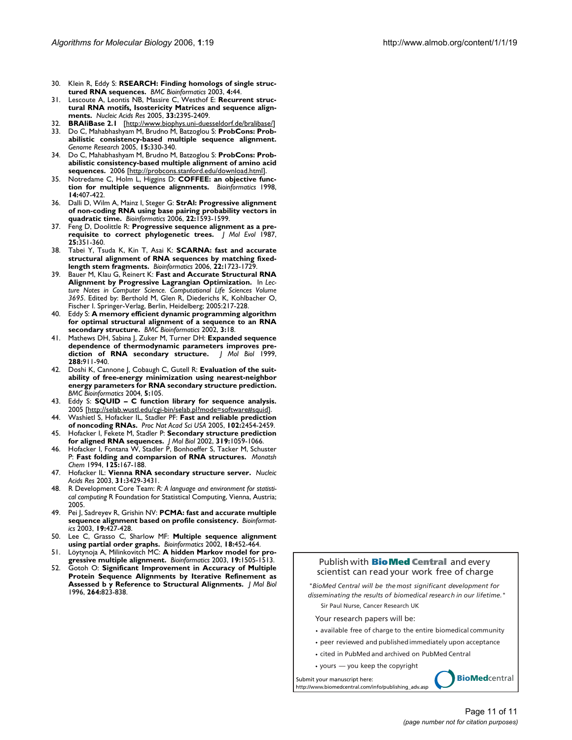30. Klein R, Eddy S: **RSEARCH: Finding homologs of single structured RNA sequences.** *BMC Bioinformatics* 2003, **4:**44.
31. Lescoute A, Leontis NB, Massire C, Westhof E: **Recurrent structural RNA motifs, Isostericity Matrices and sequence alignments.** *Nucleic Acids Res* 2005, **33:**2395-2409.
32. **BRAliBase 2.1** [http://www.biophys.uni-duesseldorf.de/bralibase/]
33. Do C, Mahabhashyam M, Brudno M, Batzoglou S: **ProbCons: Probabilistic consistency-based multiple sequence alignment.** *Genome Research* 2005, **15:**330-340.
34. Do C, Mahabhashyam M, Brudno M, Batzoglou S: **ProbCons: Probabilistic consistency-based multiple alignment of amino acid sequences.** 2006 [http://probcons.stanford.edu/download.html].
35. Notredame C, Holm L, Higgins D: **COFFEE: an objective function for multiple sequence alignments.** *Bioinformatics* 1998, **14:**407-422.
36. Dalli D, Wilm A, Mainz I, Steger G: **StrAl: Progressive alignment of non-coding RNA using base pairing probability vectors in quadratic time.** *Bioinformatics* 2006, **22:**1593-1599.
37. Feng D, Doolittle R: **Progressive sequence alignment as a prerequisite to correct phylogenetic trees.** *J Mol Evol* 1987, **25:**351-360.
38. Tabei Y, Tsuda K, Kin T, Asai K: **SCARNA: fast and accurate structural alignment of RNA sequences by matching fixed-length stem fragments.** *Bioinformatics* 2006, **22:**1723-1729.
39. Bauer M, Klau G, Reinert K: **Fast and Accurate Structural RNA Alignment by Progressive Lagrangian Optimization.** In *Lecture Notes in Computer Science. Computational Life Sciences Volume 3695*. Edited by: Berthold M, Glen R, Diederichs K, Kohlbacher O, Fischer I. Springer-Verlag, Berlin, Heidelberg; 2005:217-228.
40. Eddy S: **A memory efficient dynamic programming algorithm for optimal structural alignment of a sequence to an RNA secondary structure.** *BMC Bioinformatics* 2002, **3:**18.
41. Mathews DH, Sabina J, Zuker M, Turner DH: **Expanded sequence dependence of thermodynamic parameters improves prediction of RNA secondary structure.** *J Mol Biol* 1999, **288:**911-940.
42. Doshi K, Cannone J, Cobaugh C, Gutell R: **Evaluation of the suitability of free-energy minimization using nearest-neighbor energy parameters for RNA secondary structure prediction.** *BMC Bioinformatics* 2004, **5:**105.
43. Eddy S: **SQUID – C function library for sequence analysis.** 2005 [http://selab.wustl.edu/cgi-bin/selab.pl?mode=software#squid].
44. Washietl S, Hofacker IL, Stadler PF: **Fast and reliable prediction of noncoding RNAs.** *Proc Nat Acad Sci USA* 2005, **102:**2454-2459.
45. Hofacker I, Fekete M, Stadler P: **Secondary structure prediction for aligned RNA sequences.** *J Mol Biol* 2002, **319:**1059-1066.
46. Hofacker I, Fontana W, Stadler P, Bonhoeffer S, Tacker M, Schuster P: **Fast folding and comparsion of RNA structures.** *Monatsh Chem* 1994, **125:**167-188.
47. Hofacker IL: **Vienna RNA secondary structure server.** *Nucleic Acids Res* 2003, **31:**3429-3431.
48. R Development Core Team: *R: A language and environment for statistical computing* R Foundation for Statistical Computing, Vienna, Austria; 2005.
49. Pei J, Sadreyev R, Grishin NV: **PCMA: fast and accurate multiple sequence alignment based on profile consistency.** *Bioinformatics* 2003, **19:**427-428.
50. Lee C, Grasso C, Sharlow MF: **Multiple sequence alignment using partial order graphs.** *Bioinformatics* 2002, **18:**452-464.
51. Löytynoja A, Milinkovitch MC: **A hidden Markov model for progressive multiple alignment.** *Bioinformatics* 2003, **19:**1505-1513.
52. Gotoh O: **Significant Improvement in Accuracy of Multiple Protein Sequence Alignments by Iterative Refinement as Assessed b y Reference to Structural Alignments.** *J Mol Biol* 1996, **264:**823-838.

Publish with **BioMed Central** and every scientist can read your work free of charge

*"BioMed Central will be the most significant development for disseminating the results of biomedical research in our lifetime."*

Sir Paul Nurse, Cancer Research UK

Your research papers will be:

- available free of charge to the entire biomedical community
- peer reviewed and published immediately upon acceptance
- cited in PubMed and archived on PubMed Central
- yours — you keep the copyright

Submit your manuscript here:
http://www.biomedcentral.com/info/publishing_adv.asp

**BioMed**central